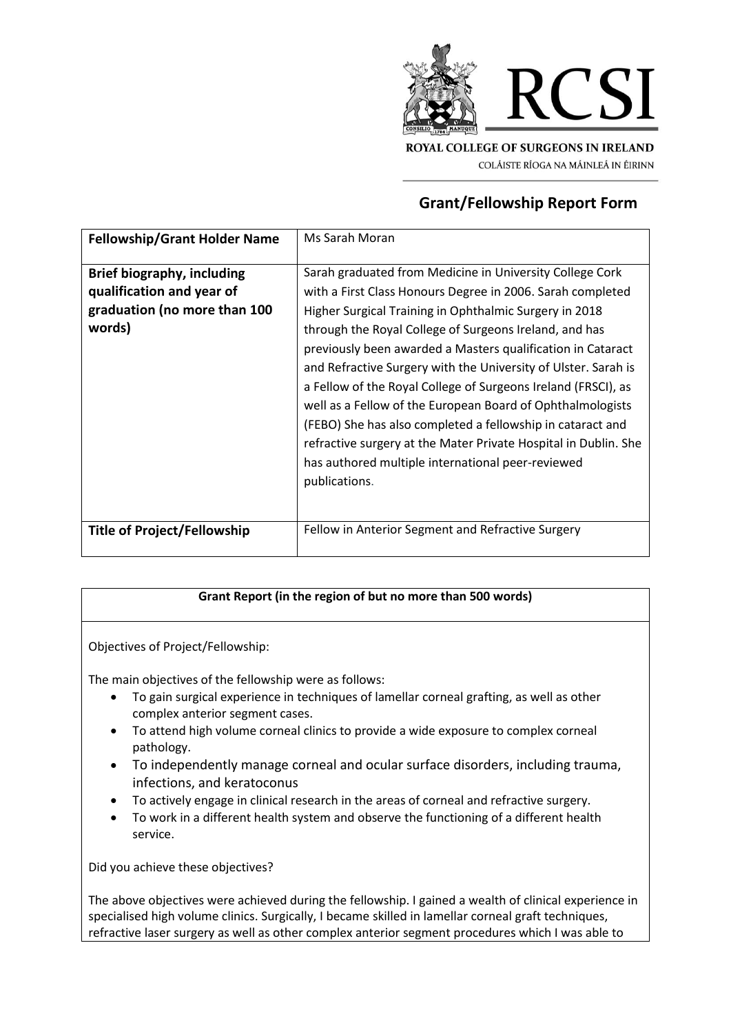ROYAL COLLEGE OF SURGEONS IN IRELAND

COLÁISTE RÍOGA NA MÁINLEÁ IN ÉIRINN

## Grant/Fellowship Report Form

| **Fellowship/Grant Holder Name** | Ms Sarah Moran |
|---|---|
| **Brief biography, including qualification and year of graduation (no more than 100 words)** | Sarah graduated from Medicine in University College Cork with a First Class Honours Degree in 2006. Sarah completed Higher Surgical Training in Ophthalmic Surgery in 2018 through the Royal College of Surgeons Ireland, and has previously been awarded a Masters qualification in Cataract and Refractive Surgery with the University of Ulster. Sarah is a Fellow of the Royal College of Surgeons Ireland (FRSCI), as well as a Fellow of the European Board of Ophthalmologists (FEBO) She has also completed a fellowship in cataract and refractive surgery at the Mater Private Hospital in Dublin. She has authored multiple international peer-reviewed publications. |
| **Title of Project/Fellowship** | Fellow in Anterior Segment and Refractive Surgery |

**Grant Report (in the region of but no more than 500 words)**

Objectives of Project/Fellowship:

The main objectives of the fellowship were as follows:

- To gain surgical experience in techniques of lamellar corneal grafting, as well as other complex anterior segment cases.
- To attend high volume corneal clinics to provide a wide exposure to complex corneal pathology.
- To independently manage corneal and ocular surface disorders, including trauma, infections, and keratoconus
- To actively engage in clinical research in the areas of corneal and refractive surgery.
- To work in a different health system and observe the functioning of a different health service.

Did you achieve these objectives?

The above objectives were achieved during the fellowship. I gained a wealth of clinical experience in specialised high volume clinics. Surgically, I became skilled in lamellar corneal graft techniques, refractive laser surgery as well as other complex anterior segment procedures which I was able to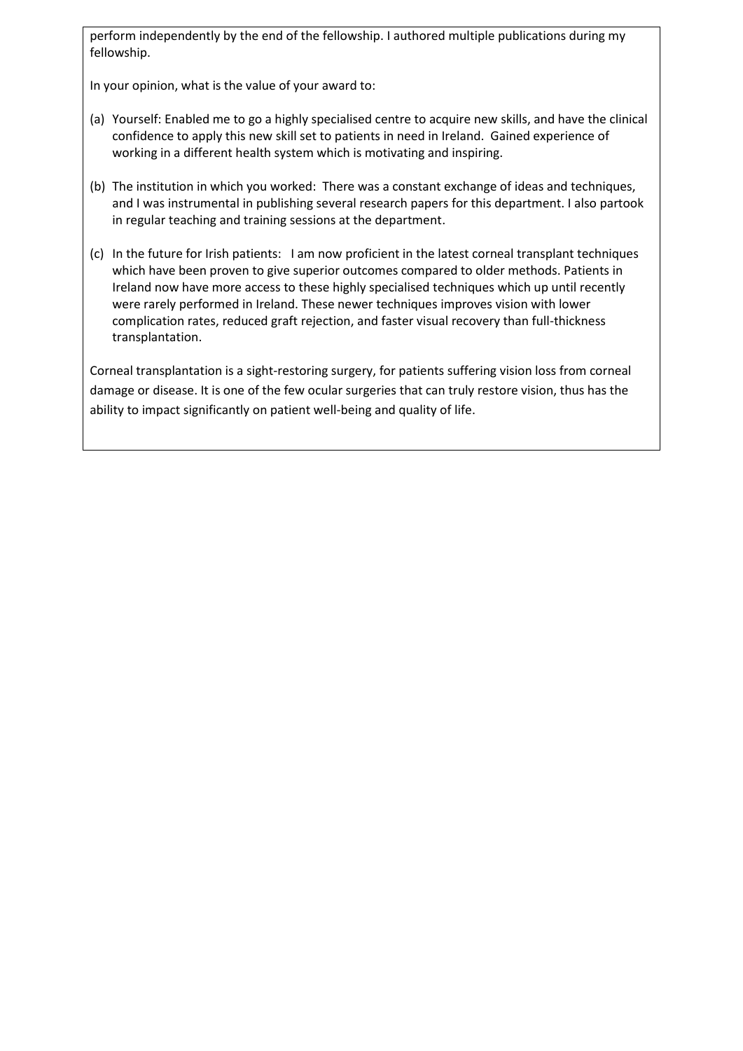perform independently by the end of the fellowship. I authored multiple publications during my fellowship.

In your opinion, what is the value of your award to:

(a) Yourself: Enabled me to go a highly specialised centre to acquire new skills, and have the clinical confidence to apply this new skill set to patients in need in Ireland. Gained experience of working in a different health system which is motivating and inspiring.

(b) The institution in which you worked: There was a constant exchange of ideas and techniques, and I was instrumental in publishing several research papers for this department. I also partook in regular teaching and training sessions at the department.

(c) In the future for Irish patients: I am now proficient in the latest corneal transplant techniques which have been proven to give superior outcomes compared to older methods. Patients in Ireland now have more access to these highly specialised techniques which up until recently were rarely performed in Ireland. These newer techniques improves vision with lower complication rates, reduced graft rejection, and faster visual recovery than full-thickness transplantation.

Corneal transplantation is a sight-restoring surgery, for patients suffering vision loss from corneal damage or disease. It is one of the few ocular surgeries that can truly restore vision, thus has the ability to impact significantly on patient well-being and quality of life.